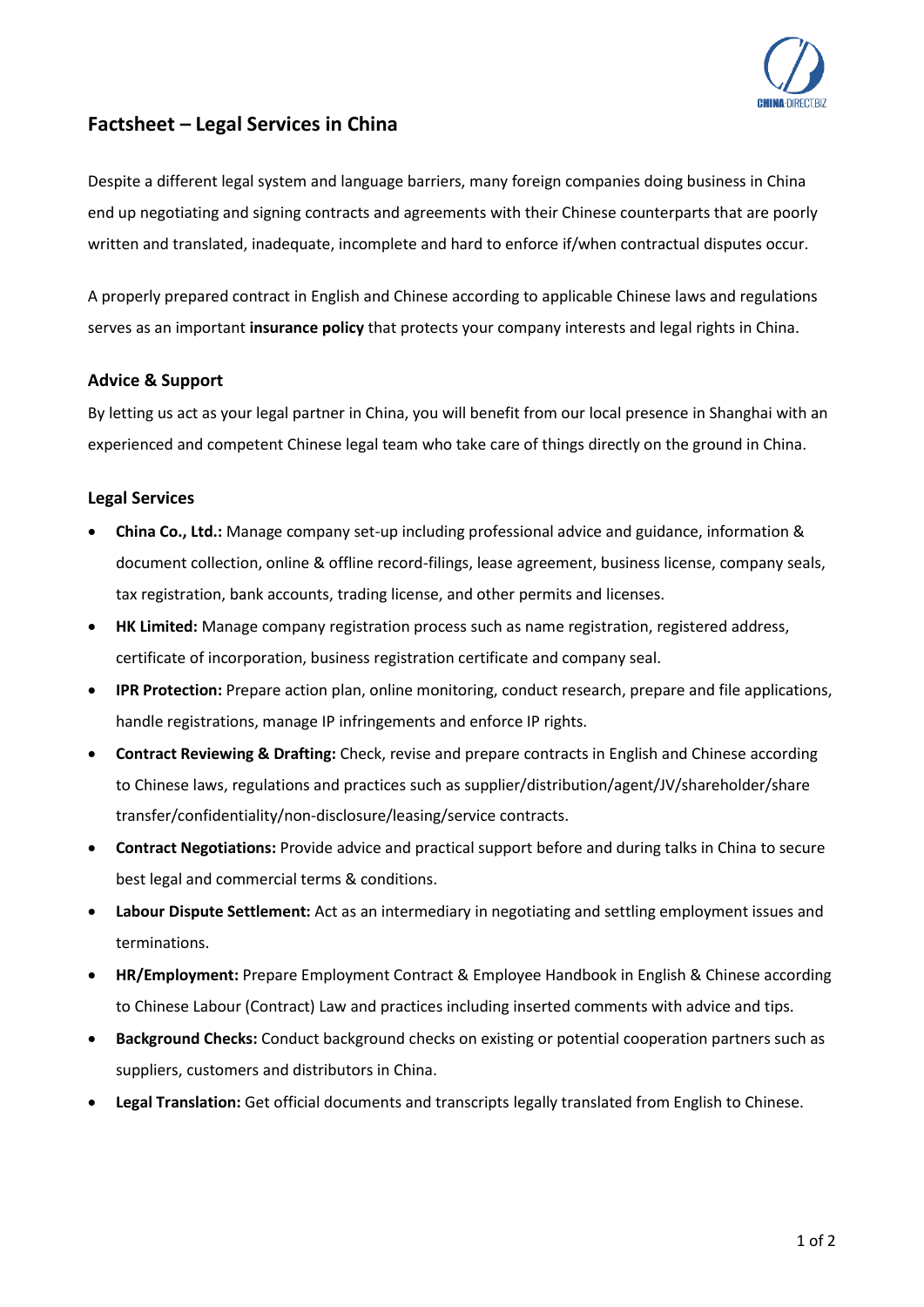# Factsheet – Legal Services in China

Despite a different legal system and language barriers, many foreign companies doing business in China end up negotiating and signing contracts and agreements with their Chinese counterparts that are poorly written and translated, inadequate, incomplete and hard to enforce if/when contractual disputes occur.

A properly prepared contract in English and Chinese according to applicable Chinese laws and regulations serves as an important **insurance policy** that protects your company interests and legal rights in China.

## Advice & Support

By letting us act as your legal partner in China, you will benefit from our local presence in Shanghai with an experienced and competent Chinese legal team who take care of things directly on the ground in China.

## Legal Services

- **China Co., Ltd.:** Manage company set-up including professional advice and guidance, information & document collection, online & offline record-filings, lease agreement, business license, company seals, tax registration, bank accounts, trading license, and other permits and licenses.
- **HK Limited:** Manage company registration process such as name registration, registered address, certificate of incorporation, business registration certificate and company seal.
- **IPR Protection:** Prepare action plan, online monitoring, conduct research, prepare and file applications, handle registrations, manage IP infringements and enforce IP rights.
- **Contract Reviewing & Drafting:** Check, revise and prepare contracts in English and Chinese according to Chinese laws, regulations and practices such as supplier/distribution/agent/JV/shareholder/share transfer/confidentiality/non-disclosure/leasing/service contracts.
- **Contract Negotiations:** Provide advice and practical support before and during talks in China to secure best legal and commercial terms & conditions.
- **Labour Dispute Settlement:** Act as an intermediary in negotiating and settling employment issues and terminations.
- **HR/Employment:** Prepare Employment Contract & Employee Handbook in English & Chinese according to Chinese Labour (Contract) Law and practices including inserted comments with advice and tips.
- **Background Checks:** Conduct background checks on existing or potential cooperation partners such as suppliers, customers and distributors in China.
- **Legal Translation:** Get official documents and transcripts legally translated from English to Chinese.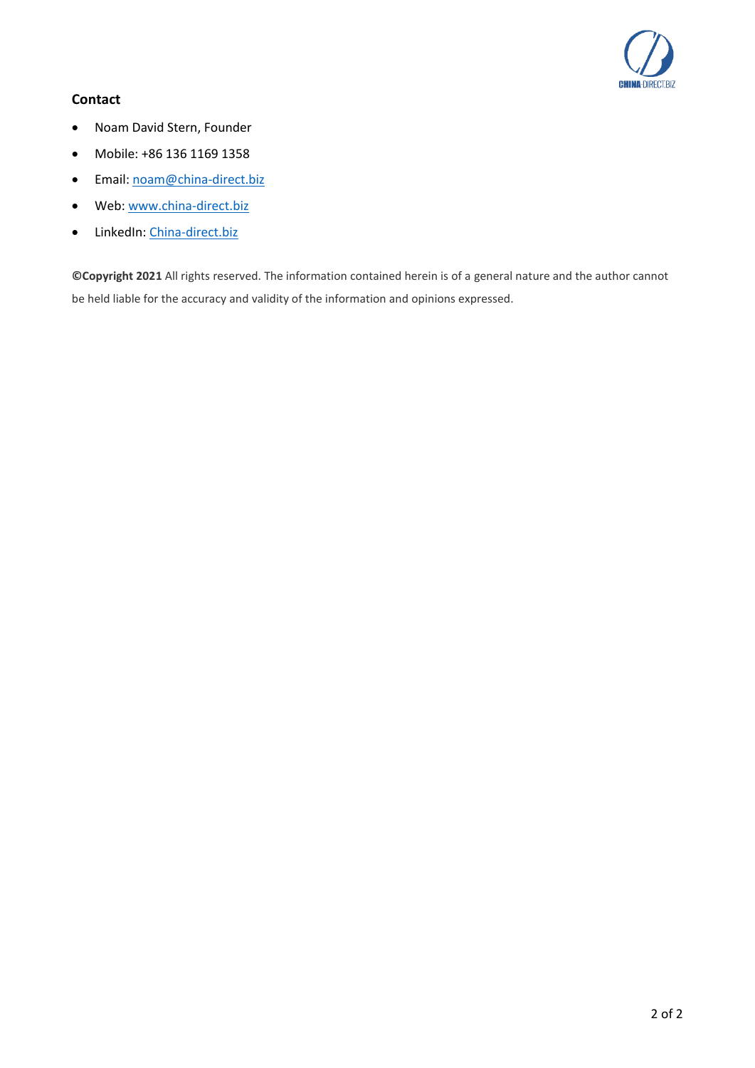### Contact

- Noam David Stern, Founder
- Mobile: +86 136 1169 1358
- Email: noam@china-direct.biz
- Web: www.china-direct.biz
- LinkedIn: China-direct.biz

**©Copyright 2021** All rights reserved. The information contained herein is of a general nature and the author cannot be held liable for the accuracy and validity of the information and opinions expressed.